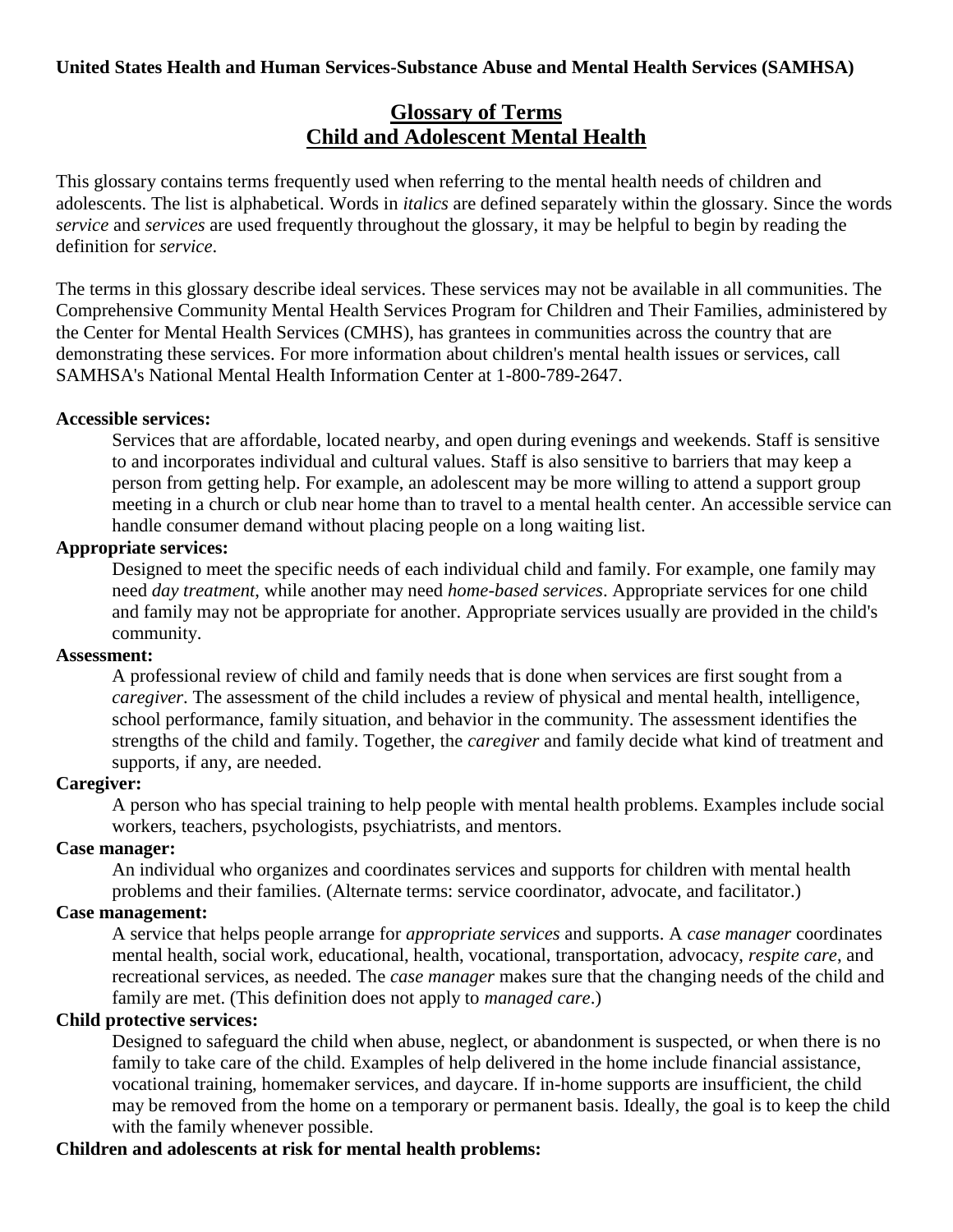**United States Health and Human Services-Substance Abuse and Mental Health Services (SAMHSA)**

# Glossary of Terms
# Child and Adolescent Mental Health

This glossary contains terms frequently used when referring to the mental health needs of children and adolescents. The list is alphabetical. Words in *italics* are defined separately within the glossary. Since the words *service* and *services* are used frequently throughout the glossary, it may be helpful to begin by reading the definition for *service*.

The terms in this glossary describe ideal services. These services may not be available in all communities. The Comprehensive Community Mental Health Services Program for Children and Their Families, administered by the Center for Mental Health Services (CMHS), has grantees in communities across the country that are demonstrating these services. For more information about children's mental health issues or services, call SAMHSA's National Mental Health Information Center at 1-800-789-2647.

**Accessible services:**

Services that are affordable, located nearby, and open during evenings and weekends. Staff is sensitive to and incorporates individual and cultural values. Staff is also sensitive to barriers that may keep a person from getting help. For example, an adolescent may be more willing to attend a support group meeting in a church or club near home than to travel to a mental health center. An accessible service can handle consumer demand without placing people on a long waiting list.

**Appropriate services:**

Designed to meet the specific needs of each individual child and family. For example, one family may need *day treatment*, while another may need *home-based services*. Appropriate services for one child and family may not be appropriate for another. Appropriate services usually are provided in the child's community.

**Assessment:**

A professional review of child and family needs that is done when services are first sought from a *caregiver*. The assessment of the child includes a review of physical and mental health, intelligence, school performance, family situation, and behavior in the community. The assessment identifies the strengths of the child and family. Together, the *caregiver* and family decide what kind of treatment and supports, if any, are needed.

**Caregiver:**

A person who has special training to help people with mental health problems. Examples include social workers, teachers, psychologists, psychiatrists, and mentors.

**Case manager:**

An individual who organizes and coordinates services and supports for children with mental health problems and their families. (Alternate terms: service coordinator, advocate, and facilitator.)

**Case management:**

A service that helps people arrange for *appropriate services* and supports. A *case manager* coordinates mental health, social work, educational, health, vocational, transportation, advocacy, *respite care*, and recreational services, as needed. The *case manager* makes sure that the changing needs of the child and family are met. (This definition does not apply to *managed care*.)

**Child protective services:**

Designed to safeguard the child when abuse, neglect, or abandonment is suspected, or when there is no family to take care of the child. Examples of help delivered in the home include financial assistance, vocational training, homemaker services, and daycare. If in-home supports are insufficient, the child may be removed from the home on a temporary or permanent basis. Ideally, the goal is to keep the child with the family whenever possible.

**Children and adolescents at risk for mental health problems:**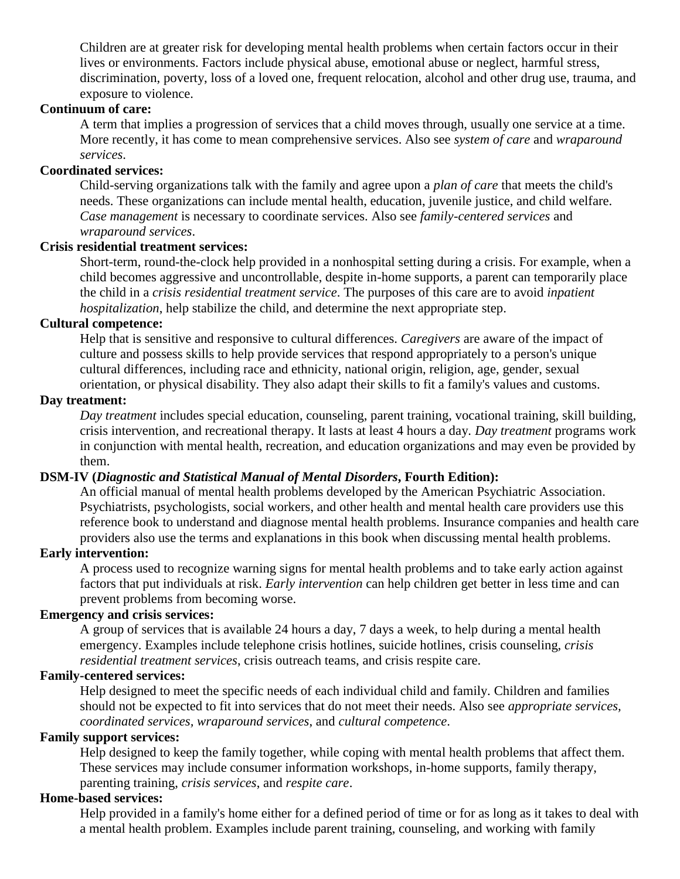Children are at greater risk for developing mental health problems when certain factors occur in their lives or environments. Factors include physical abuse, emotional abuse or neglect, harmful stress, discrimination, poverty, loss of a loved one, frequent relocation, alcohol and other drug use, trauma, and exposure to violence.

**Continuum of care:**

A term that implies a progression of services that a child moves through, usually one service at a time. More recently, it has come to mean comprehensive services. Also see *system of care* and *wraparound services*.

**Coordinated services:**

Child-serving organizations talk with the family and agree upon a *plan of care* that meets the child's needs. These organizations can include mental health, education, juvenile justice, and child welfare. *Case management* is necessary to coordinate services. Also see *family-centered services* and *wraparound services*.

**Crisis residential treatment services:**

Short-term, round-the-clock help provided in a nonhospital setting during a crisis. For example, when a child becomes aggressive and uncontrollable, despite in-home supports, a parent can temporarily place the child in a *crisis residential treatment service*. The purposes of this care are to avoid *inpatient hospitalization*, help stabilize the child, and determine the next appropriate step.

**Cultural competence:**

Help that is sensitive and responsive to cultural differences. *Caregivers* are aware of the impact of culture and possess skills to help provide services that respond appropriately to a person's unique cultural differences, including race and ethnicity, national origin, religion, age, gender, sexual orientation, or physical disability. They also adapt their skills to fit a family's values and customs.

**Day treatment:**

*Day treatment* includes special education, counseling, parent training, vocational training, skill building, crisis intervention, and recreational therapy. It lasts at least 4 hours a day. *Day treatment* programs work in conjunction with mental health, recreation, and education organizations and may even be provided by them.

**DSM-IV (*Diagnostic and Statistical Manual of Mental Disorders*, Fourth Edition):**

An official manual of mental health problems developed by the American Psychiatric Association. Psychiatrists, psychologists, social workers, and other health and mental health care providers use this reference book to understand and diagnose mental health problems. Insurance companies and health care providers also use the terms and explanations in this book when discussing mental health problems.

**Early intervention:**

A process used to recognize warning signs for mental health problems and to take early action against factors that put individuals at risk. *Early intervention* can help children get better in less time and can prevent problems from becoming worse.

**Emergency and crisis services:**

A group of services that is available 24 hours a day, 7 days a week, to help during a mental health emergency. Examples include telephone crisis hotlines, suicide hotlines, crisis counseling, *crisis residential treatment services*, crisis outreach teams, and crisis respite care.

**Family-centered services:**

Help designed to meet the specific needs of each individual child and family. Children and families should not be expected to fit into services that do not meet their needs. Also see *appropriate services*, *coordinated services*, *wraparound services*, and *cultural competence*.

**Family support services:**

Help designed to keep the family together, while coping with mental health problems that affect them. These services may include consumer information workshops, in-home supports, family therapy, parenting training, *crisis services*, and *respite care*.

**Home-based services:**

Help provided in a family's home either for a defined period of time or for as long as it takes to deal with a mental health problem. Examples include parent training, counseling, and working with family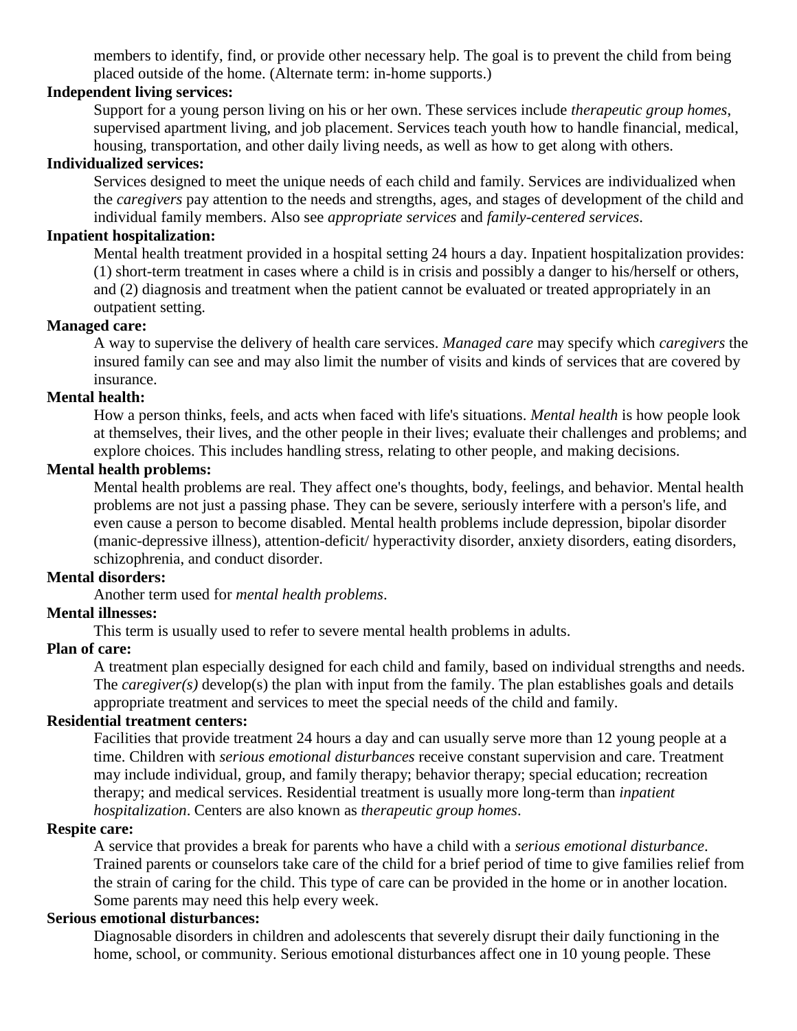members to identify, find, or provide other necessary help. The goal is to prevent the child from being placed outside of the home. (Alternate term: in-home supports.)

**Independent living services:**

Support for a young person living on his or her own. These services include *therapeutic group homes*, supervised apartment living, and job placement. Services teach youth how to handle financial, medical, housing, transportation, and other daily living needs, as well as how to get along with others.

**Individualized services:**

Services designed to meet the unique needs of each child and family. Services are individualized when the *caregivers* pay attention to the needs and strengths, ages, and stages of development of the child and individual family members. Also see *appropriate services* and *family-centered services*.

**Inpatient hospitalization:**

Mental health treatment provided in a hospital setting 24 hours a day. Inpatient hospitalization provides: (1) short-term treatment in cases where a child is in crisis and possibly a danger to his/herself or others, and (2) diagnosis and treatment when the patient cannot be evaluated or treated appropriately in an outpatient setting.

**Managed care:**

A way to supervise the delivery of health care services. *Managed care* may specify which *caregivers* the insured family can see and may also limit the number of visits and kinds of services that are covered by insurance.

**Mental health:**

How a person thinks, feels, and acts when faced with life's situations. *Mental health* is how people look at themselves, their lives, and the other people in their lives; evaluate their challenges and problems; and explore choices. This includes handling stress, relating to other people, and making decisions.

**Mental health problems:**

Mental health problems are real. They affect one's thoughts, body, feelings, and behavior. Mental health problems are not just a passing phase. They can be severe, seriously interfere with a person's life, and even cause a person to become disabled. Mental health problems include depression, bipolar disorder (manic-depressive illness), attention-deficit/ hyperactivity disorder, anxiety disorders, eating disorders, schizophrenia, and conduct disorder.

**Mental disorders:**

Another term used for *mental health problems*.

**Mental illnesses:**

This term is usually used to refer to severe mental health problems in adults.

**Plan of care:**

A treatment plan especially designed for each child and family, based on individual strengths and needs. The *caregiver(s)* develop(s) the plan with input from the family. The plan establishes goals and details appropriate treatment and services to meet the special needs of the child and family.

**Residential treatment centers:**

Facilities that provide treatment 24 hours a day and can usually serve more than 12 young people at a time. Children with *serious emotional disturbances* receive constant supervision and care. Treatment may include individual, group, and family therapy; behavior therapy; special education; recreation therapy; and medical services. Residential treatment is usually more long-term than *inpatient hospitalization*. Centers are also known as *therapeutic group homes*.

**Respite care:**

A service that provides a break for parents who have a child with a *serious emotional disturbance*. Trained parents or counselors take care of the child for a brief period of time to give families relief from the strain of caring for the child. This type of care can be provided in the home or in another location. Some parents may need this help every week.

**Serious emotional disturbances:**

Diagnosable disorders in children and adolescents that severely disrupt their daily functioning in the home, school, or community. Serious emotional disturbances affect one in 10 young people. These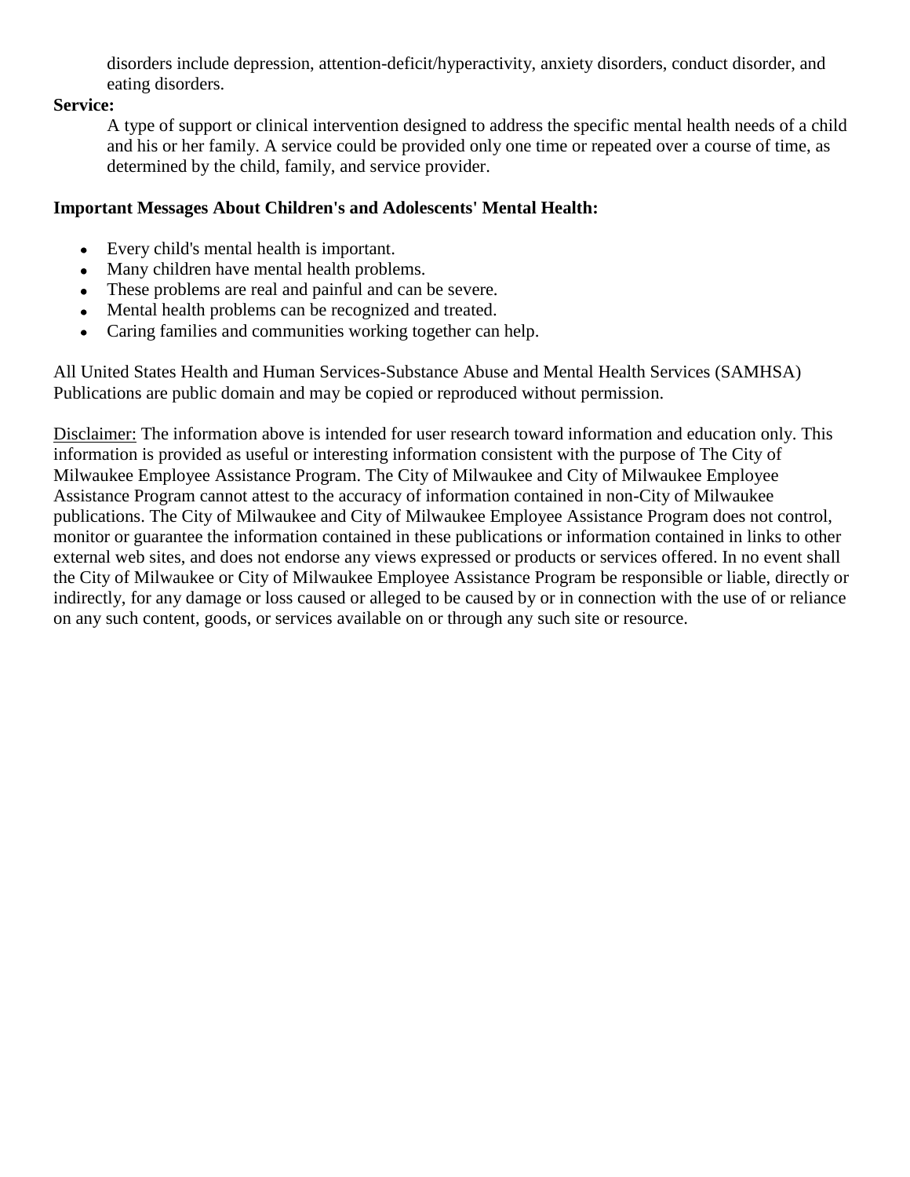disorders include depression, attention-deficit/hyperactivity, anxiety disorders, conduct disorder, and eating disorders.

**Service:**

A type of support or clinical intervention designed to address the specific mental health needs of a child and his or her family. A service could be provided only one time or repeated over a course of time, as determined by the child, family, and service provider.

**Important Messages About Children's and Adolescents' Mental Health:**

- Every child's mental health is important.
- Many children have mental health problems.
- These problems are real and painful and can be severe.
- Mental health problems can be recognized and treated.
- Caring families and communities working together can help.

All United States Health and Human Services-Substance Abuse and Mental Health Services (SAMHSA) Publications are public domain and may be copied or reproduced without permission.

Disclaimer: The information above is intended for user research toward information and education only. This information is provided as useful or interesting information consistent with the purpose of The City of Milwaukee Employee Assistance Program. The City of Milwaukee and City of Milwaukee Employee Assistance Program cannot attest to the accuracy of information contained in non-City of Milwaukee publications. The City of Milwaukee and City of Milwaukee Employee Assistance Program does not control, monitor or guarantee the information contained in these publications or information contained in links to other external web sites, and does not endorse any views expressed or products or services offered. In no event shall the City of Milwaukee or City of Milwaukee Employee Assistance Program be responsible or liable, directly or indirectly, for any damage or loss caused or alleged to be caused by or in connection with the use of or reliance on any such content, goods, or services available on or through any such site or resource.